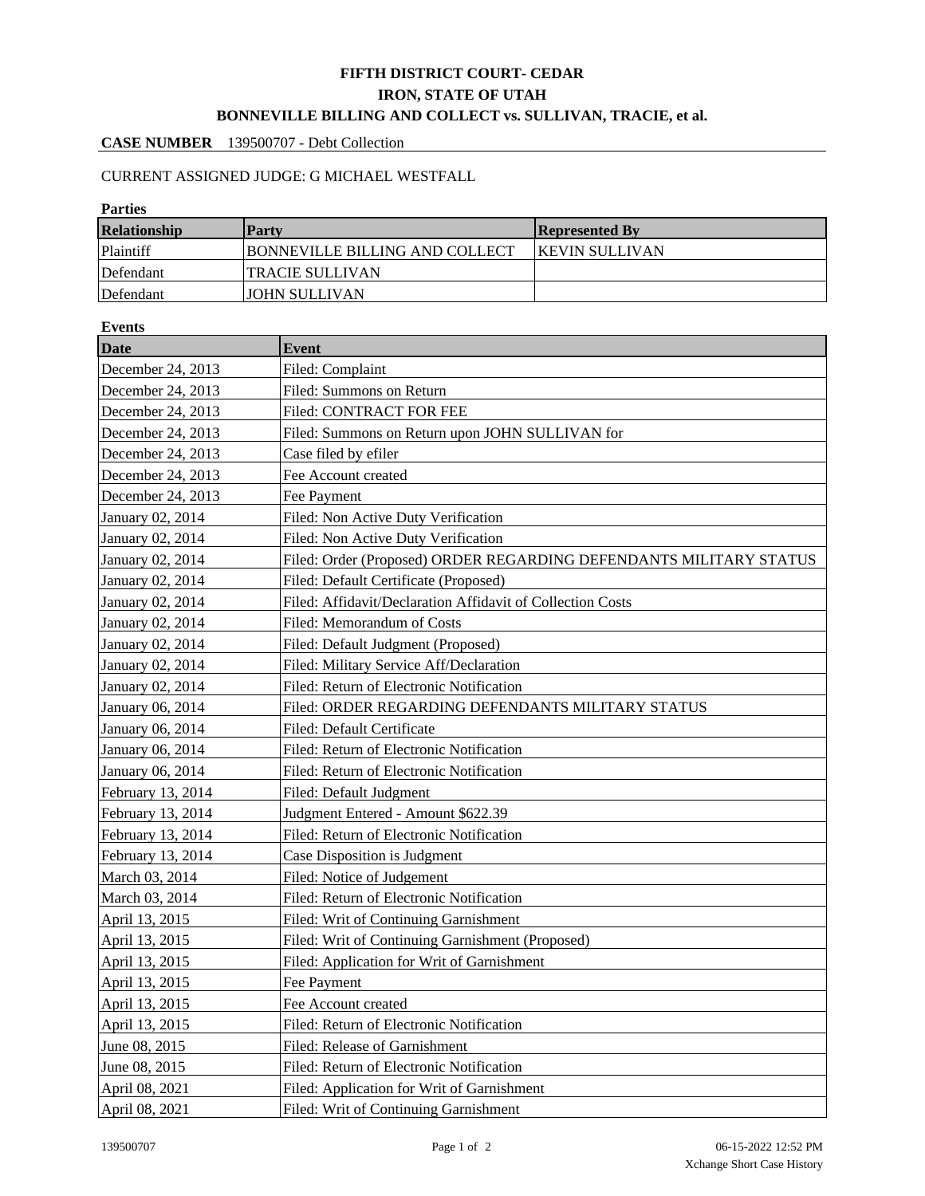# FIFTH DISTRICT COURT- CEDAR
## IRON, STATE OF UTAH
## BONNEVILLE BILLING AND COLLECT vs. SULLIVAN, TRACIE, et al.

**CASE NUMBER** 139500707 - Debt Collection

CURRENT ASSIGNED JUDGE: G MICHAEL WESTFALL

**Parties**

| Relationship | Party | Represented By |
| --- | --- | --- |
| Plaintiff | BONNEVILLE BILLING AND COLLECT | KEVIN SULLIVAN |
| Defendant | TRACIE SULLIVAN | |
| Defendant | JOHN SULLIVAN | |

**Events**

| Date | Event |
| --- | --- |
| December 24, 2013 | Filed: Complaint |
| December 24, 2013 | Filed: Summons on Return |
| December 24, 2013 | Filed: CONTRACT FOR FEE |
| December 24, 2013 | Filed: Summons on Return upon JOHN SULLIVAN for |
| December 24, 2013 | Case filed by efiler |
| December 24, 2013 | Fee Account created |
| December 24, 2013 | Fee Payment |
| January 02, 2014 | Filed: Non Active Duty Verification |
| January 02, 2014 | Filed: Non Active Duty Verification |
| January 02, 2014 | Filed: Order (Proposed) ORDER REGARDING DEFENDANTS MILITARY STATUS |
| January 02, 2014 | Filed: Default Certificate (Proposed) |
| January 02, 2014 | Filed: Affidavit/Declaration Affidavit of Collection Costs |
| January 02, 2014 | Filed: Memorandum of Costs |
| January 02, 2014 | Filed: Default Judgment (Proposed) |
| January 02, 2014 | Filed: Military Service Aff/Declaration |
| January 02, 2014 | Filed: Return of Electronic Notification |
| January 06, 2014 | Filed: ORDER REGARDING DEFENDANTS MILITARY STATUS |
| January 06, 2014 | Filed: Default Certificate |
| January 06, 2014 | Filed: Return of Electronic Notification |
| January 06, 2014 | Filed: Return of Electronic Notification |
| February 13, 2014 | Filed: Default Judgment |
| February 13, 2014 | Judgment Entered - Amount $622.39 |
| February 13, 2014 | Filed: Return of Electronic Notification |
| February 13, 2014 | Case Disposition is Judgment |
| March 03, 2014 | Filed: Notice of Judgement |
| March 03, 2014 | Filed: Return of Electronic Notification |
| April 13, 2015 | Filed: Writ of Continuing Garnishment |
| April 13, 2015 | Filed: Writ of Continuing Garnishment (Proposed) |
| April 13, 2015 | Filed: Application for Writ of Garnishment |
| April 13, 2015 | Fee Payment |
| April 13, 2015 | Fee Account created |
| April 13, 2015 | Filed: Return of Electronic Notification |
| June 08, 2015 | Filed: Release of Garnishment |
| June 08, 2015 | Filed: Return of Electronic Notification |
| April 08, 2021 | Filed: Application for Writ of Garnishment |
| April 08, 2021 | Filed: Writ of Continuing Garnishment |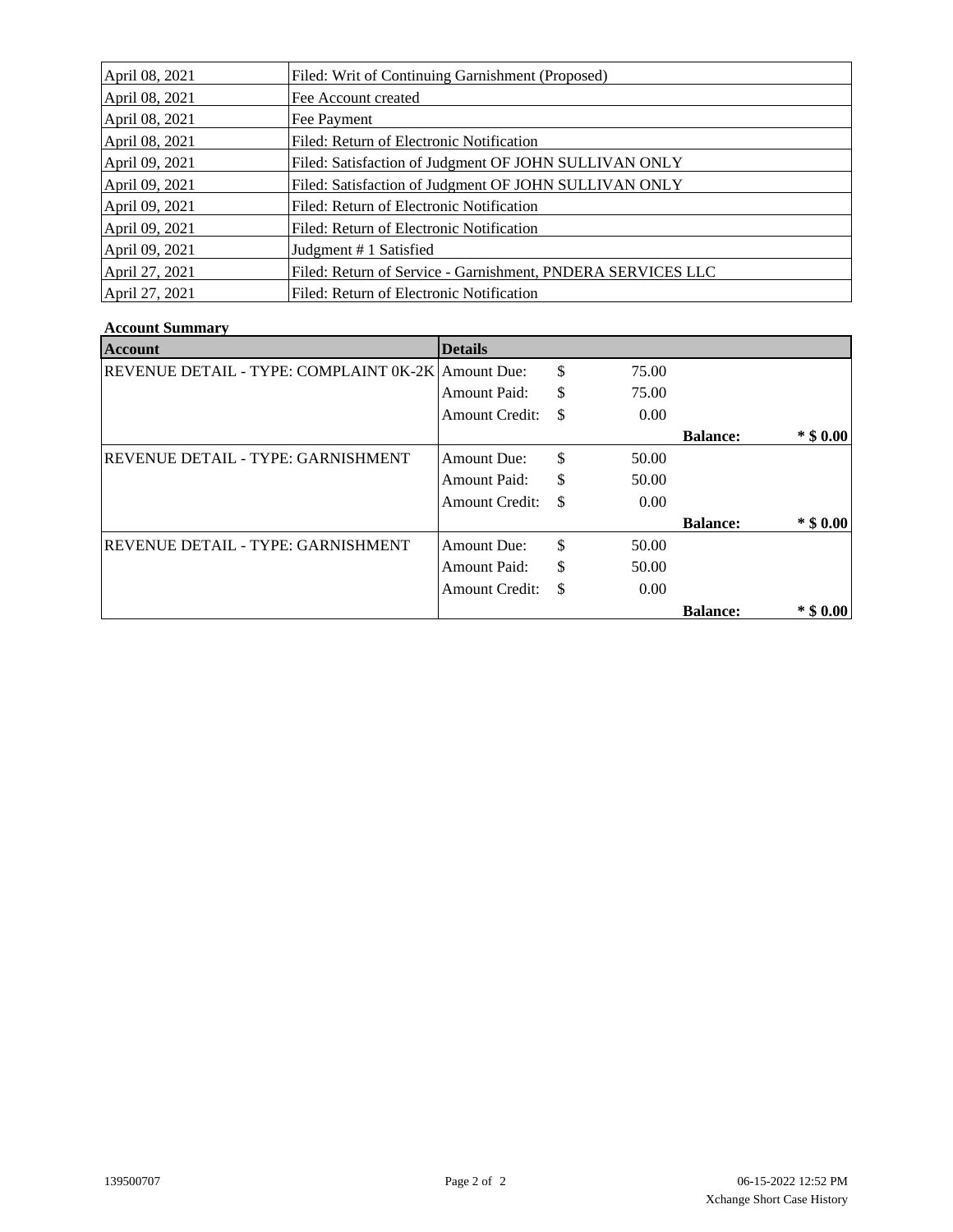| | |
|---|---|
| April 08, 2021 | Filed: Writ of Continuing Garnishment (Proposed) |
| April 08, 2021 | Fee Account created |
| April 08, 2021 | Fee Payment |
| April 08, 2021 | Filed: Return of Electronic Notification |
| April 09, 2021 | Filed: Satisfaction of Judgment OF JOHN SULLIVAN ONLY |
| April 09, 2021 | Filed: Satisfaction of Judgment OF JOHN SULLIVAN ONLY |
| April 09, 2021 | Filed: Return of Electronic Notification |
| April 09, 2021 | Filed: Return of Electronic Notification |
| April 09, 2021 | Judgment # 1 Satisfied |
| April 27, 2021 | Filed: Return of Service - Garnishment, PNDERA SERVICES LLC |
| April 27, 2021 | Filed: Return of Electronic Notification |

**Account Summary**

| Account | Details | | | | |
|---|---|---|---|---|---|
| REVENUE DETAIL - TYPE: COMPLAINT 0K-2K | Amount Due: | $ | 75.00 | | |
| | Amount Paid: | $ | 75.00 | | |
| | Amount Credit: | $ | 0.00 | | |
| | | | | **Balance:** | *** $ 0.00** |
| REVENUE DETAIL - TYPE: GARNISHMENT | Amount Due: | $ | 50.00 | | |
| | Amount Paid: | $ | 50.00 | | |
| | Amount Credit: | $ | 0.00 | | |
| | | | | **Balance:** | *** $ 0.00** |
| REVENUE DETAIL - TYPE: GARNISHMENT | Amount Due: | $ | 50.00 | | |
| | Amount Paid: | $ | 50.00 | | |
| | Amount Credit: | $ | 0.00 | | |
| | | | | **Balance:** | *** $ 0.00** |

139500707

06-15-2022 12:52 PM

Xchange Short Case History